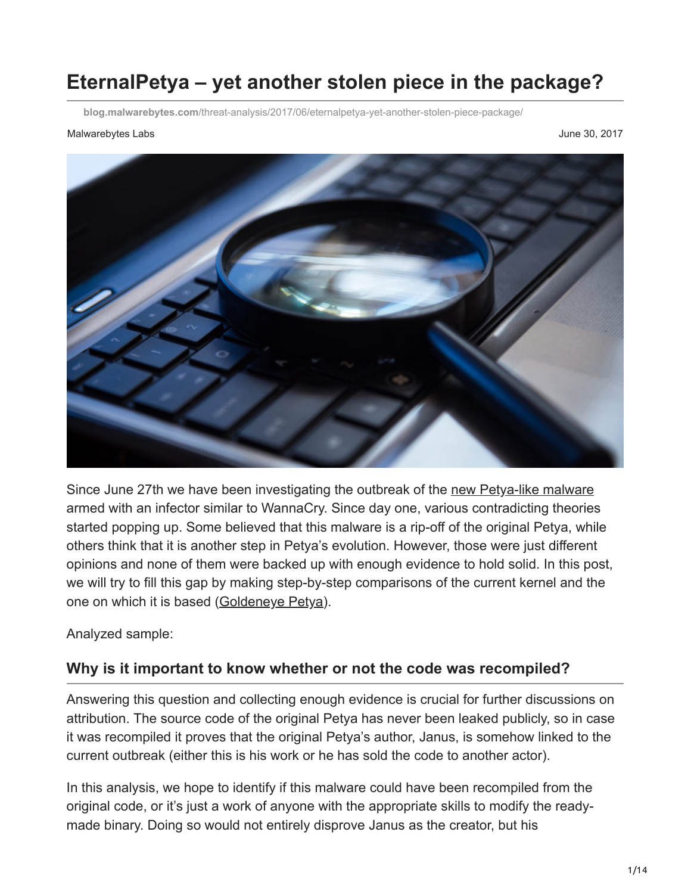# EternalPetya – yet another stolen piece in the package?

blog.malwarebytes.com/threat-analysis/2017/06/eternalpetya-yet-another-stolen-piece-package/

Malwarebytes Labs

June 30, 2017

Since June 27th we have been investigating the outbreak of the new Petya-like malware armed with an infector similar to WannaCry. Since day one, various contradicting theories started popping up. Some believed that this malware is a rip-off of the original Petya, while others think that it is another step in Petya's evolution. However, those were just different opinions and none of them were backed up with enough evidence to hold solid. In this post, we will try to fill this gap by making step-by-step comparisons of the current kernel and the one on which it is based (Goldeneye Petya).

Analyzed sample:

## Why is it important to know whether or not the code was recompiled?

Answering this question and collecting enough evidence is crucial for further discussions on attribution. The source code of the original Petya has never been leaked publicly, so in case it was recompiled it proves that the original Petya's author, Janus, is somehow linked to the current outbreak (either this is his work or he has sold the code to another actor).

In this analysis, we hope to identify if this malware could have been recompiled from the original code, or it's just a work of anyone with the appropriate skills to modify the ready-made binary. Doing so would not entirely disprove Janus as the creator, but his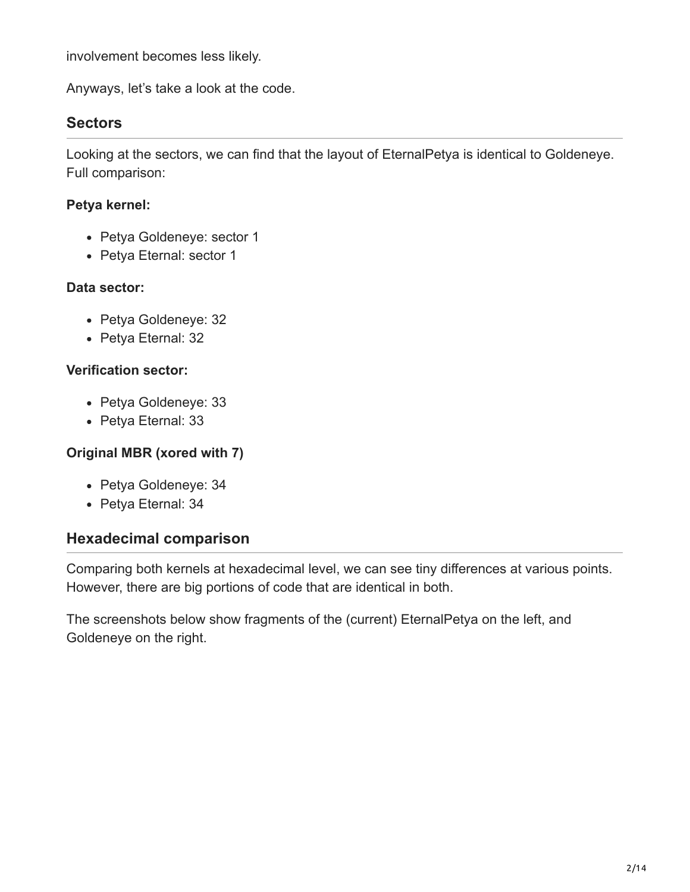involvement becomes less likely.

Anyways, let's take a look at the code.

## Sectors

Looking at the sectors, we can find that the layout of EternalPetya is identical to Goldeneye. Full comparison:

**Petya kernel:**

- Petya Goldeneye: sector 1
- Petya Eternal: sector 1

**Data sector:**

- Petya Goldeneye: 32
- Petya Eternal: 32

**Verification sector:**

- Petya Goldeneye: 33
- Petya Eternal: 33

**Original MBR (xored with 7)**

- Petya Goldeneye: 34
- Petya Eternal: 34

## Hexadecimal comparison

Comparing both kernels at hexadecimal level, we can see tiny differences at various points. However, there are big portions of code that are identical in both.

The screenshots below show fragments of the (current) EternalPetya on the left, and Goldeneye on the right.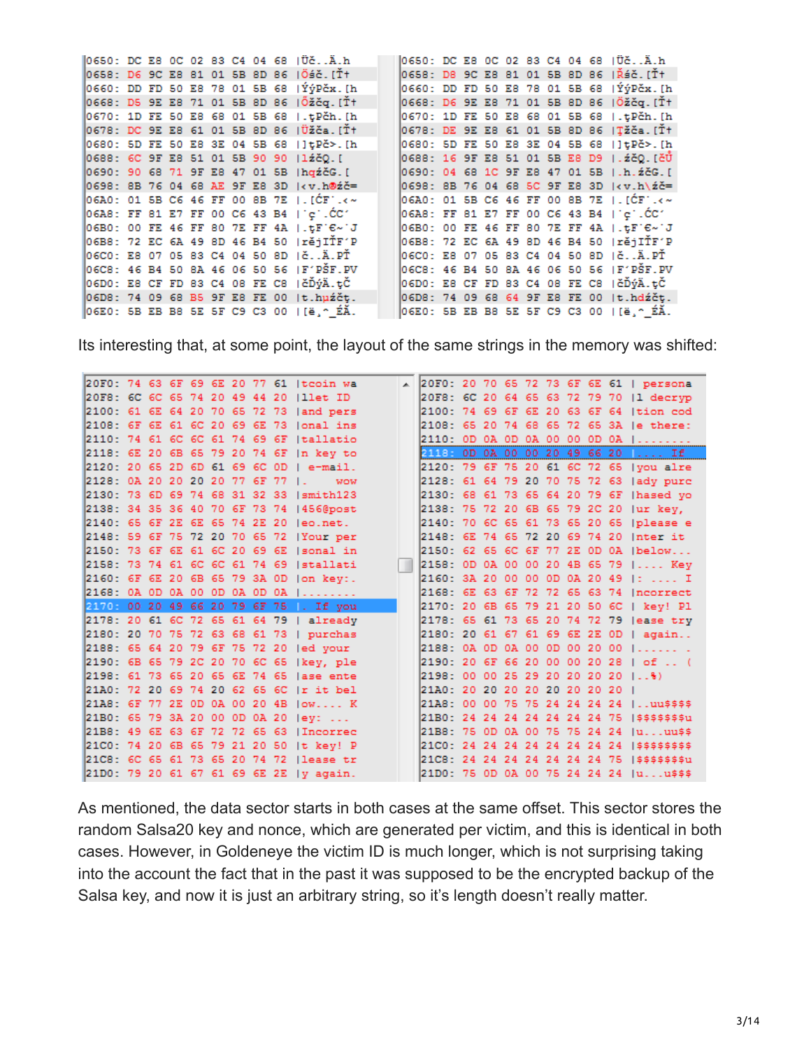```
0650: DC E8 0C 02 83 C4 04 68 |Üč..Ä.h        0650: DC E8 0C 02 83 C4 04 68 |Üč..Ä.h
0658: D6 9C E8 81 01 5B 8D 86 |Öśč.[Ť†        0658: D8 9C E8 81 01 5B 8D 86 |Řśč.[Ť†
0660: DD FD 50 E8 78 01 5B 68 |ÝýPčx.[h        0660: DD FD 50 E8 78 01 5B 68 |ÝýPčx.[h
0668: D5 9E E8 71 01 5B 8D 86 |Őžčq.[Ť†        0668: D6 9E E8 71 01 5B 8D 86 |Öžčq.[Ť†
0670: 1D FE 50 E8 68 01 5B 68 |.ţPčh.[h        0670: 1D FE 50 E8 68 01 5B 68 |.ţPčh.[h
0678: DC 9E E8 61 01 5B 8D 86 |Üžča.[Ť†        0678: DE 9E E8 61 01 5B 8D 86 |Ţžča.[Ť†
0680: 5D FE 50 E8 3E 04 5B 68 |]ţPč>.[h        0680: 5D FE 50 E8 3E 04 5B 68 |]ţPč>.[h
0688: 6C 9F E8 51 01 5B 90 90 |lźčQ.[         0688: 16 9F E8 51 01 5B E8 D9 |.źčQ.[čŮ
0690: 90 68 71 9F E8 47 01 5B |hqźčG.[         0690: 04 68 1C 9F E8 47 01 5B |.h.źčG.[
0698: 8B 76 04 68 AE 9F E8 3D |‹v.h®źč=        0698: 8B 76 04 68 5C 9F E8 3D |‹v.h\źč=
06A0: 01 5B C6 46 FF 00 8B 7E |.[ĆF˙.‹~        06A0: 01 5B C6 46 FF 00 8B 7E |.[ĆF˙.‹~
06A8: FF 81 E7 FF 00 C6 43 B4 |˙ç˙.ĆC´         06A8: FF 81 E7 FF 00 C6 43 B4 |˙ç˙.ĆC´
06B0: 00 FE 46 FF 80 7E FF 4A |.ţF˙€~˙J        06B0: 00 FE 46 FF 80 7E FF 4A |.ţF˙€~˙J
06B8: 72 EC 6A 49 8D 46 B4 50 |rějIŤF´P        06B8: 72 EC 6A 49 8D 46 B4 50 |rějIŤF´P
06C0: E8 07 05 83 C4 04 50 8D |č..Ä.PŤ         06C0: E8 07 05 83 C4 04 50 8D |č..Ä.PŤ
06C8: 46 B4 50 8A 46 06 50 56 |F´PŠF.PV        06C8: 46 B4 50 8A 46 06 50 56 |F´PŠF.PV
06D0: E8 CF FD 83 C4 08 FE C8 |čĎýÄ.ţČ         06D0: E8 CF FD 83 C4 08 FE C8 |čĎýÄ.ţČ
06D8: 74 09 68 B5 9F E8 FE 00 |t.hµźčţ.        06D8: 74 09 68 64 9F E8 FE 00 |t.hdźčţ.
06E0: 5B EB B8 5E 5F C9 C3 00 |[ë¸^_ÉĂ.        06E0: 5B EB B8 5E 5F C9 C3 00 |[ë¸^_ÉĂ.
```

Its interesting that, at some point, the layout of the same strings in the memory was shifted:

```
20F0: 74 63 6F 69 6E 20 77 61 |tcoin wa        20F0: 20 70 65 72 73 6F 6E 61 | persona
20F8: 6C 6C 65 74 20 49 44 20 |llet ID         20F8: 6C 20 64 65 63 72 79 70 |l decryp
2100: 61 6E 64 20 70 65 72 73 |and pers        2100: 74 69 6F 6E 20 63 6F 64 |tion cod
2108: 6F 6E 61 6C 20 69 6E 73 |onal ins        2108: 65 20 74 68 65 72 65 3A |e there:
2110: 74 61 6C 6C 61 74 69 6F |tallatio        2110: 0D 0A 0D 0A 00 00 0D 0A |........
2118: 6E 20 6B 65 79 20 74 6F |n key to         2118: 0D 0A 00 00 20 49 66 20 |.... If
2120: 20 65 2D 6D 61 69 6C 0D | e-mail.        2120: 79 6F 75 20 61 6C 72 65 |you alre
2128: 0A 20 20 20 20 77 6F 77 |.    wow        2128: 61 64 79 20 70 75 72 63 |ady purc
2130: 73 6D 69 74 68 31 32 33 |smith123        2130: 68 61 73 65 64 20 79 6F |hased yo
2138: 34 35 36 40 70 6F 73 74 |456@post        2138: 75 72 20 6B 65 79 2C 20 |ur key,
2140: 65 6F 2E 6E 65 74 2E 20 |eo.net.         2140: 70 6C 65 61 73 65 20 65 |please e
2148: 59 6F 75 72 20 70 65 72 |Your per        2148: 6E 74 65 72 20 69 74 20 |nter it
2150: 73 6F 6E 61 6C 20 69 6E |sonal in        2150: 62 65 6C 6F 77 2E 0D 0A |below...
2158: 73 74 61 6C 6C 61 74 69 |stallati        2158: 0D 0A 00 00 20 4B 65 79 |.... Key
2160: 6F 6E 20 6B 65 79 3A 0D |on key:.        2160: 3A 20 00 00 0D 0A 20 49 |: .... I
2168: 0A 0D 0A 00 00 0D 0A 0D |........        2168: 6E 63 6F 72 72 65 63 74 |ncorrect
2170: 0A 00 20 49 66 20 79 6F 75 |. If you      2170: 20 6B 65 79 21 20 50 6C | key! Pl
2178: 20 61 6C 72 65 61 64 79 | already        2178: 65 61 73 65 20 74 72 79 |ease try
2180: 20 70 75 72 63 68 61 73 | purchas        2180: 20 61 67 61 69 6E 2E 0D | again..
2188: 65 64 20 79 6F 75 72 20 |ed your         2188: 0A 0D 0A 00 0D 00 20 00 |......
2190: 6B 65 79 2C 20 70 6C 65 |key, ple        2190: 20 6F 66 20 00 00 20 28 | of .. (
2198: 61 73 65 20 65 6E 74 65 |ase ente        2198: 00 00 25 29 20 20 20 20 |..%)
21A0: 72 20 69 74 20 62 65 6C |r it bel        21A0: 20 20 20 20 20 20 20 20 |
21A8: 6F 77 2E 0D 0A 00 20 4B |ow.... K        21A8: 00 00 75 75 24 24 24 24 |..uu$$$$
21B0: 65 79 3A 20 00 0D 0A 20 |ey: ...         21B0: 24 24 24 24 24 24 24 75 |$$$$$$$u
21B8: 49 6E 63 6F 72 72 65 63 |Incorrec        21B8: 75 0D 0A 00 75 75 24 24 |u...uu$$
21C0: 74 20 6B 65 79 21 20 50 |t key! P        21C0: 24 24 24 24 24 24 24 24 |$$$$$$$$
21C8: 6C 65 61 73 65 20 74 72 |lease tr        21C8: 24 24 24 24 24 24 24 75 |$$$$$$$u
21D0: 79 20 61 67 61 69 6E 2E |y again.        21D0: 75 0D 0A 00 75 24 24 24 |u...u$$$
```

As mentioned, the data sector starts in both cases at the same offset. This sector stores the random Salsa20 key and nonce, which are generated per victim, and this is identical in both cases. However, in Goldeneye the victim ID is much longer, which is not surprising taking into the account the fact that in the past it was supposed to be the encrypted backup of the Salsa key, and now it is just an arbitrary string, so it's length doesn't really matter.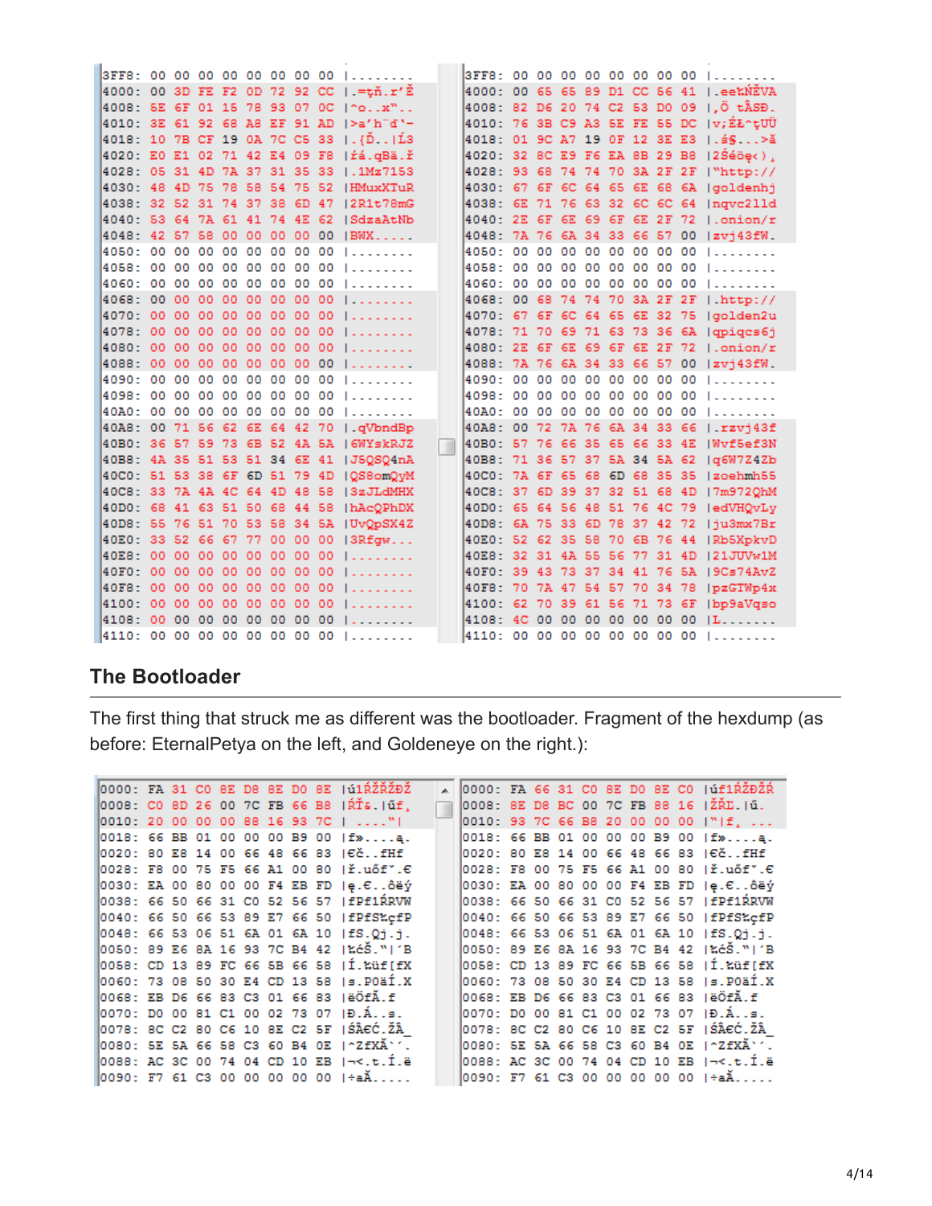```
3FF8: 00 00 00 00 00 00 00 00 |........      3FF8: 00 00 00 00 00 00 00 00 |........
4000: 00 3D FE F2 0D 72 92 CC |.=ţň.r'Ě      4000: 00 65 65 89 D1 CC 56 41 |.ee‰ŃĚVA
4008: 5E 6F 01 15 78 93 07 0C |^o..x"..      4008: 82 D6 20 74 C2 53 D0 09 |‚Ö tÂSĐ.
4010: 3E 61 92 68 A8 EF 91 AD |>a'h¨ď'-      4010: 76 3B C9 A3 5E FE 55 DC |v;ÉŁ^ţUÜ
4018: 10 7B CF 19 0A 7C C5 33 |.{Ď..|Ĺ3      4018: 01 9C A7 19 0F 12 3E E3 |.ś§...>ă
4020: E0 E1 02 71 42 E4 09 F8 |ŕá.qBä.ř      4020: 32 8C E9 F6 EA 8B 29 B8 |2Śéöę‹)¸
4028: 05 31 4D 7A 37 31 35 33 |.1Mz7153      4028: 93 68 74 74 70 3A 2F 2F |"http://
4030: 48 4D 75 78 58 54 75 52 |HMuxXTuR      4030: 67 6F 6C 64 65 6E 68 6A |goldenhj
4038: 32 52 31 74 37 38 6D 47 |2R1t78mG      4038: 6E 71 76 63 32 6C 6C 64 |nqvc2lld
4040: 53 64 7A 61 41 74 4E 62 |SdzaAtNb      4040: 2E 6F 6E 69 6F 6E 2F 72 |.onion/r
4048: 42 57 58 00 00 00 00 00 |BWX.....      4048: 7A 76 6A 34 33 66 57 00 |zvj43fW.
4050: 00 00 00 00 00 00 00 00 |........      4050: 00 00 00 00 00 00 00 00 |........
4058: 00 00 00 00 00 00 00 00 |........      4058: 00 00 00 00 00 00 00 00 |........
4060: 00 00 00 00 00 00 00 00 |........      4060: 00 00 00 00 00 00 00 00 |........
4068: 00 00 00 00 00 00 00 00 |........      4068: 00 68 74 74 70 3A 2F 2F |.http://
4070: 00 00 00 00 00 00 00 00 |........      4070: 67 6F 6C 64 65 6E 32 75 |golden2u
4078: 00 00 00 00 00 00 00 00 |........      4078: 71 70 69 71 63 73 36 6A |qpiqcs6j
4080: 00 00 00 00 00 00 00 00 |........      4080: 2E 6F 6E 69 6F 6E 2F 72 |.onion/r
4088: 00 00 00 00 00 00 00 00 |........      4088: 7A 76 6A 34 33 66 57 00 |zvj43fW.
4090: 00 00 00 00 00 00 00 00 |........      4090: 00 00 00 00 00 00 00 00 |........
4098: 00 00 00 00 00 00 00 00 |........      4098: 00 00 00 00 00 00 00 00 |........
40A0: 00 00 00 00 00 00 00 00 |........      40A0: 00 00 00 00 00 00 00 00 |........
40A8: 00 71 56 62 6E 64 42 70 |.qVbndBp      40A8: 00 72 7A 76 6A 34 33 66 |.rzvj43f
40B0: 36 57 59 73 6B 52 4A 5A |6WYskRJZ      40B0: 57 76 66 35 65 66 33 4E |Wvf5ef3N
40B8: 4A 35 51 53 51 34 6E 41 |J5QSQ4nA      40B8: 71 36 57 37 5A 34 5A 62 |q6W7Z4Zb
40C0: 51 53 38 6F 6D 51 79 4D |QS8omQyM      40C0: 7A 6F 65 68 6D 68 35 35 |zoehmh55
40C8: 33 7A 4A 4C 64 4D 48 58 |3zJLdMHX      40C8: 37 6D 39 37 32 51 68 4D |7m972QhM
40D0: 68 41 63 51 50 68 44 58 |hAcQPhDX      40D0: 65 64 56 48 51 76 4C 79 |edVHQvLy
40D8: 55 76 51 70 53 58 34 5A |UvQpSX4Z      40D8: 6A 75 33 6D 78 37 42 72 |ju3mx7Br
40E0: 33 52 66 67 77 00 00 00 |3Rfgw...      40E0: 52 62 35 58 70 6B 76 44 |Rb5XpkvD
40E8: 00 00 00 00 00 00 00 00 |........      40E8: 32 31 4A 55 56 77 31 4D |21JUVw1M
40F0: 00 00 00 00 00 00 00 00 |........      40F0: 39 43 73 37 34 41 76 5A |9Cs74AvZ
40F8: 00 00 00 00 00 00 00 00 |........      40F8: 70 7A 47 54 57 70 34 78 |pzGTWp4x
4100: 00 00 00 00 00 00 00 00 |........      4100: 62 70 39 61 56 71 73 6F |bp9aVqso
4108: 00 00 00 00 00 00 00 00 |........      4108: 4C 00 00 00 00 00 00 00 |L.......
4110: 00 00 00 00 00 00 00 00 |........      4110: 00 00 00 00 00 00 00 00 |........
```

## The Bootloader

The first thing that struck me as different was the bootloader. Fragment of the hexdump (as before: EternalPetya on the left, and Goldeneye on the right.):

```
0000: FA 31 C0 8E D8 8E D0 8E |ú1ŔŽŘŽĐŽ      0000: FA 66 31 C0 8E D0 8E C0 |úf1ŔŽĐŽŔ
0008: C0 8D 26 00 7C FB 66 B8 |ŔŤ&.|űf¸      0008: 8E D8 BC 00 7C FB 88 16 |ŽŘĽ.|ű..
0010: 20 00 00 00 88 16 93 7C | ...."|       0010: 93 7C 66 B8 20 00 00 00 |"|f¸ ...
0018: 66 BB 01 00 00 00 B9 00 |f»....ą.      0018: 66 BB 01 00 00 00 B9 00 |f»....ą.
0020: 80 E8 14 00 66 48 66 83 |€č..fHfƒ      0020: 80 E8 14 00 66 48 66 83 |€č..fHfƒ
0028: F8 00 75 F5 66 A1 00 80 |ř.uőfˇ.€      0028: F8 00 75 F5 66 A1 00 80 |ř.uőfˇ.€
0030: EA 00 80 00 00 F4 EB FD |ę.€..ôëý      0030: EA 00 80 00 00 F4 EB FD |ę.€..ôëý
0038: 66 50 66 31 C0 52 56 57 |fPf1ŔRVW      0038: 66 50 66 31 C0 52 56 57 |fPf1ŔRVW
0040: 66 50 66 53 89 E7 66 50 |fPfS‰çfP      0040: 66 50 66 53 89 E7 66 50 |fPfS‰çfP
0048: 66 53 06 51 6A 01 6A 10 |fS.Qj.j.      0048: 66 53 06 51 6A 01 6A 10 |fS.Qj.j.
0050: 89 E6 8A 16 93 7C B4 42 |‰ćŠ."|´B      0050: 89 E6 8A 16 93 7C B4 42 |‰ćŠ."|´B
0058: CD 13 89 FC 66 5B 66 58 |Í.‰üf[fX      0058: CD 13 89 FC 66 5B 66 58 |Í.‰üf[fX
0060: 73 08 50 30 E4 CD 13 58 |s.P0äÍ.X      0060: 73 08 50 30 E4 CD 13 58 |s.P0äÍ.X
0068: EB D6 66 83 C3 01 66 83 |ëÖfƒĂ.fƒ      0068: EB D6 66 83 C3 01 66 83 |ëÖfƒĂ.fƒ
0070: D0 00 81 C1 00 02 73 07 |Đ..Á..s.      0070: D0 00 81 C1 00 02 73 07 |Đ..Á..s.
0078: 8C C2 80 C6 10 8E C2 5F |ŚÂ€Ć.ŽÂ_      0078: 8C C2 80 C6 10 8E C2 5F |ŚÂ€Ć.ŽÂ_
0080: 5E 5A 66 58 C3 60 B4 0E |^ZfXĂ`´.      0080: 5E 5A 66 58 C3 60 B4 0E |^ZfXĂ`´.
0088: AC 3C 00 74 04 CD 10 EB |¬<.t.Í.ë      0088: AC 3C 00 74 04 CD 10 EB |¬<.t.Í.ë
0090: F7 61 C3 00 00 00 00 00 |÷aĂ.....      0090: F7 61 C3 00 00 00 00 00 |÷aĂ.....
```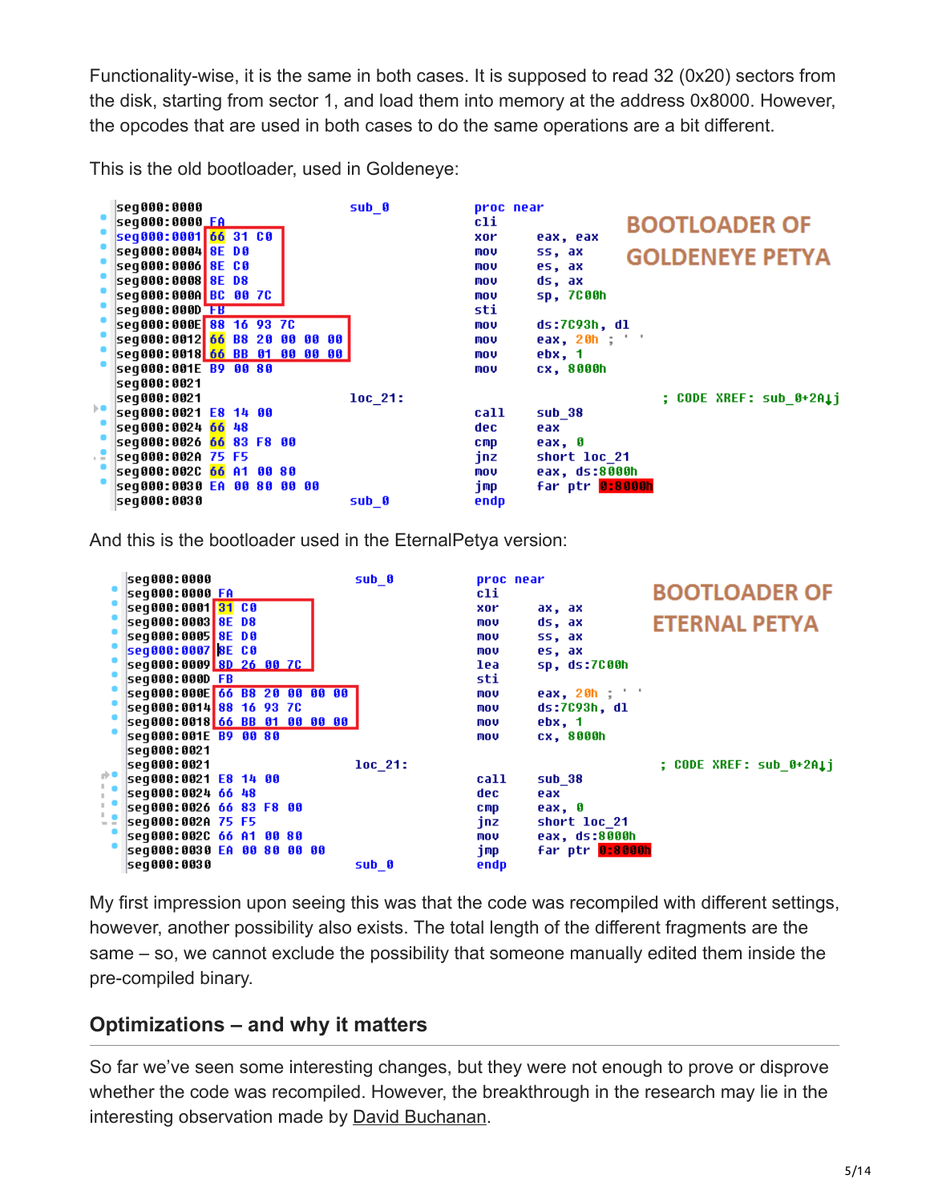Functionality-wise, it is the same in both cases. It is supposed to read 32 (0x20) sectors from the disk, starting from sector 1, and load them into memory at the address 0x8000. However, the opcodes that are used in both cases to do the same operations are a bit different.

This is the old bootloader, used in Goldeneye:

```
seg000:0000                    sub_0           proc near
seg000:0000 FA                                 cli
seg000:0001 66 31 C0                           xor     eax, eax
seg000:0004 8E D0                              mov     ss, ax
seg000:0006 8E C0                              mov     es, ax
seg000:0008 8E D8                              mov     ds, ax
seg000:000A BC 00 7C                           mov     sp, 7C00h
seg000:000D FB                                 sti
seg000:000E 88 16 93 7C                        mov     ds:7C93h, dl
seg000:0012 66 B8 20 00 00 00                  mov     eax, 20h ; ' '
seg000:0018 66 BB 01 00 00 00                  mov     ebx, 1
seg000:001E B9 00 80                           mov     cx, 8000h
seg000:0021
seg000:0021                    loc_21:                                 ; CODE XREF: sub_0+2A↓j
seg000:0021 E8 14 00                           call    sub_38
seg000:0024 66 48                              dec     eax
seg000:0026 66 83 F8 00                        cmp     eax, 0
seg000:002A 75 F5                              jnz     short loc_21
seg000:002C 66 A1 00 80                        mov     eax, ds:8000h
seg000:0030 EA 00 80 00 00                     jmp     far ptr 0:8000h
seg000:0030                    sub_0           endp
```

BOOTLOADER OF GOLDENEYE PETYA

And this is the bootloader used in the EternalPetya version:

```
seg000:0000                    sub_0           proc near
seg000:0000 FA                                 cli
seg000:0001 31 C0                              xor     ax, ax
seg000:0003 8E D8                              mov     ds, ax
seg000:0005 8E D0                              mov     ss, ax
seg000:0007 8E C0                              mov     es, ax
seg000:0009 8D 26 00 7C                        lea     sp, ds:7C00h
seg000:000D FB                                 sti
seg000:000E 66 B8 20 00 00 00                  mov     eax, 20h ; ' '
seg000:0014 88 16 93 7C                        mov     ds:7C93h, dl
seg000:0018 66 BB 01 00 00 00                  mov     ebx, 1
seg000:001E B9 00 80                           mov     cx, 8000h
seg000:0021
seg000:0021                    loc_21:                                 ; CODE XREF: sub_0+2A↓j
seg000:0021 E8 14 00                           call    sub_38
seg000:0024 66 48                              dec     eax
seg000:0026 66 83 F8 00                        cmp     eax, 0
seg000:002A 75 F5                              jnz     short loc_21
seg000:002C 66 A1 00 80                        mov     eax, ds:8000h
seg000:0030 EA 00 80 00 00                     jmp     far ptr 0:8000h
seg000:0030                    sub_0           endp
```

BOOTLOADER OF ETERNAL PETYA

My first impression upon seeing this was that the code was recompiled with different settings, however, another possibility also exists. The total length of the different fragments are the same – so, we cannot exclude the possibility that someone manually edited them inside the pre-compiled binary.

## Optimizations – and why it matters

So far we've seen some interesting changes, but they were not enough to prove or disprove whether the code was recompiled. However, the breakthrough in the research may lie in the interesting observation made by David Buchanan.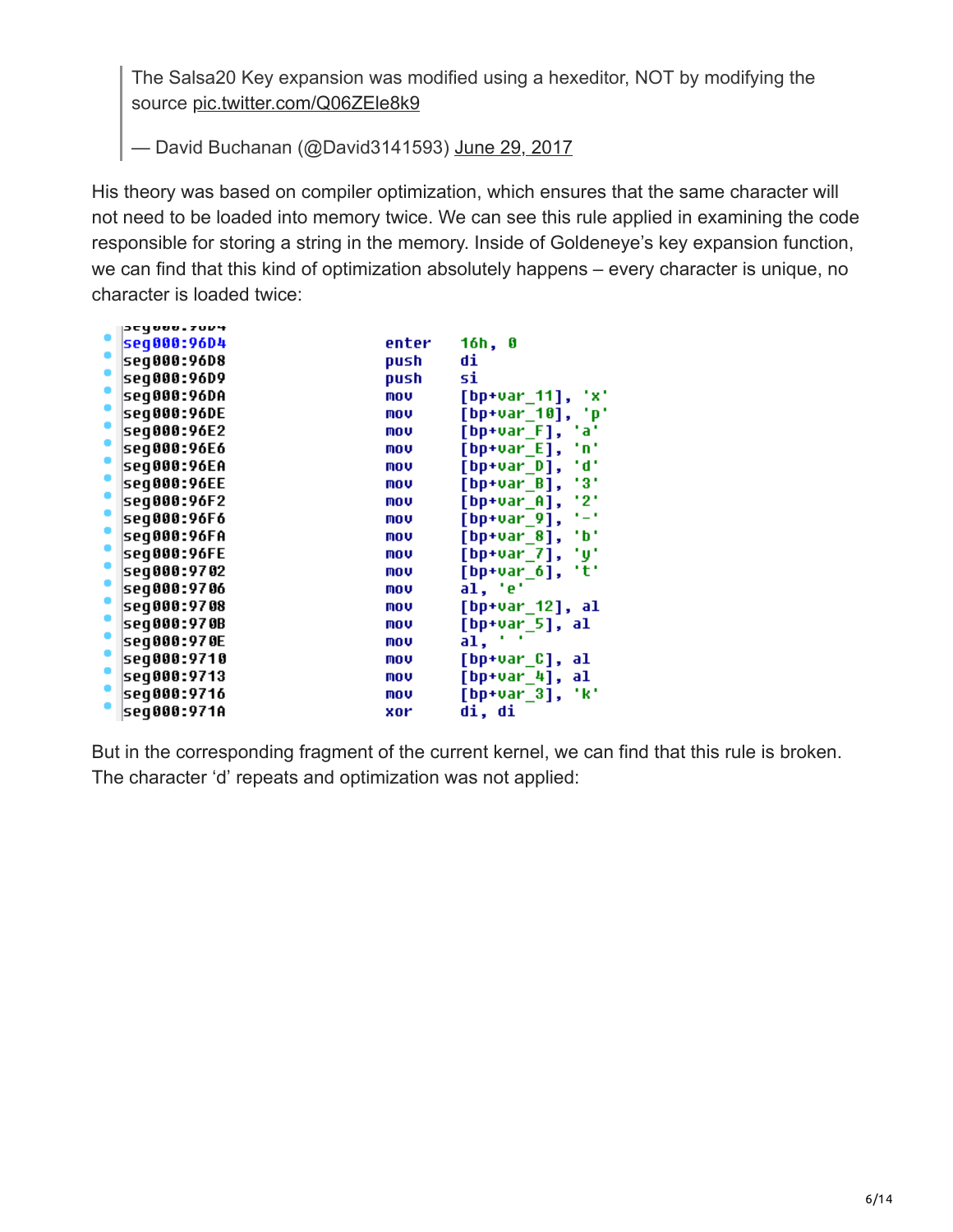> The Salsa20 Key expansion was modified using a hexeditor, NOT by modifying the source pic.twitter.com/Q06ZEIe8k9
>
> — David Buchanan (@David3141593) June 29, 2017

His theory was based on compiler optimization, which ensures that the same character will not need to be loaded into memory twice. We can see this rule applied in examining the code responsible for storing a string in the memory. Inside of Goldeneye's key expansion function, we can find that this kind of optimization absolutely happens – every character is unique, no character is loaded twice:

```
seg000:96D4         enter   16h, 0
seg000:96D8         push    di
seg000:96D9         push    si
seg000:96DA         mov     [bp+var_11], 'x'
seg000:96DE         mov     [bp+var_10], 'p'
seg000:96E2         mov     [bp+var_F], 'a'
seg000:96E6         mov     [bp+var_E], 'n'
seg000:96EA         mov     [bp+var_D], 'd'
seg000:96EE         mov     [bp+var_B], '3'
seg000:96F2         mov     [bp+var_A], '2'
seg000:96F6         mov     [bp+var_9], '-'
seg000:96FA         mov     [bp+var_8], 'b'
seg000:96FE         mov     [bp+var_7], 'y'
seg000:9702         mov     [bp+var_6], 't'
seg000:9706         mov     al, 'e'
seg000:9708         mov     [bp+var_12], al
seg000:970B         mov     [bp+var_5], al
seg000:970E         mov     al, ' '
seg000:9710         mov     [bp+var_C], al
seg000:9713         mov     [bp+var_4], al
seg000:9716         mov     [bp+var_3], 'k'
seg000:971A         xor     di, di
```

But in the corresponding fragment of the current kernel, we can find that this rule is broken. The character 'd' repeats and optimization was not applied: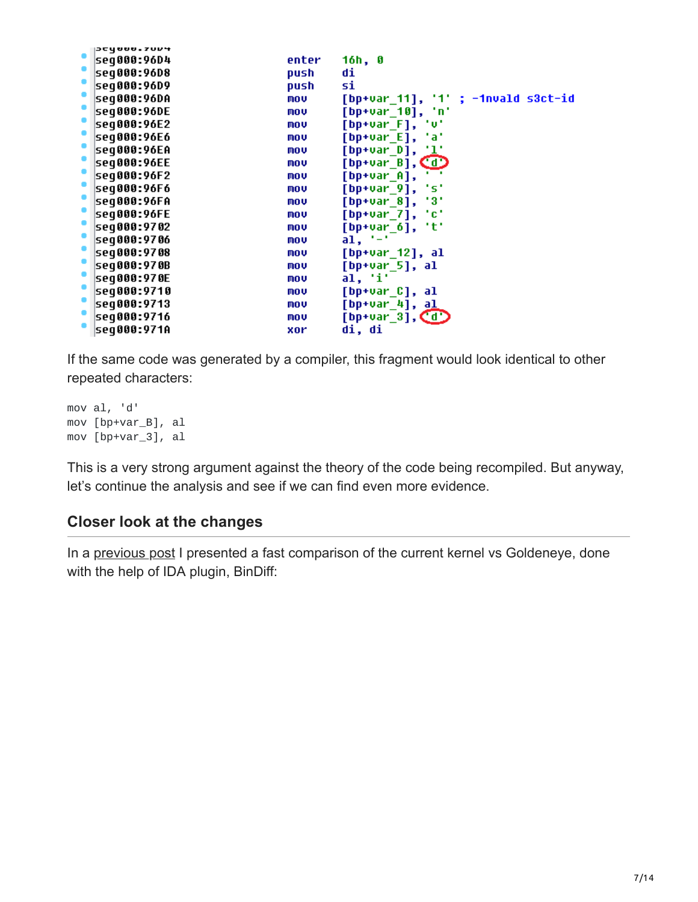```
seg000:96D4                 enter   16h, 0
seg000:96D8                 push    di
seg000:96D9                 push    si
seg000:96DA                 mov     [bp+var_11], '1' ; -1nvald s3ct-id
seg000:96DE                 mov     [bp+var_10], 'n'
seg000:96E2                 mov     [bp+var_F], 'v'
seg000:96E6                 mov     [bp+var_E], 'a'
seg000:96EA                 mov     [bp+var_D], 'l'
seg000:96EE                 mov     [bp+var_B], 'd'
seg000:96F2                 mov     [bp+var_A], ' '
seg000:96F6                 mov     [bp+var_9], 's'
seg000:96FA                 mov     [bp+var_8], '3'
seg000:96FE                 mov     [bp+var_7], 'c'
seg000:9702                 mov     [bp+var_6], 't'
seg000:9706                 mov     al, '-'
seg000:9708                 mov     [bp+var_12], al
seg000:970B                 mov     [bp+var_5], al
seg000:970E                 mov     al, 'i'
seg000:9710                 mov     [bp+var_C], al
seg000:9713                 mov     [bp+var_4], al
seg000:9716                 mov     [bp+var_3], 'd'
seg000:971A                 xor     di, di
```

If the same code was generated by a compiler, this fragment would look identical to other repeated characters:

```
mov al, 'd'
mov [bp+var_B], al
mov [bp+var_3], al
```

This is a very strong argument against the theory of the code being recompiled. But anyway, let's continue the analysis and see if we can find even more evidence.

## Closer look at the changes

In a previous post I presented a fast comparison of the current kernel vs Goldeneye, done with the help of IDA plugin, BinDiff: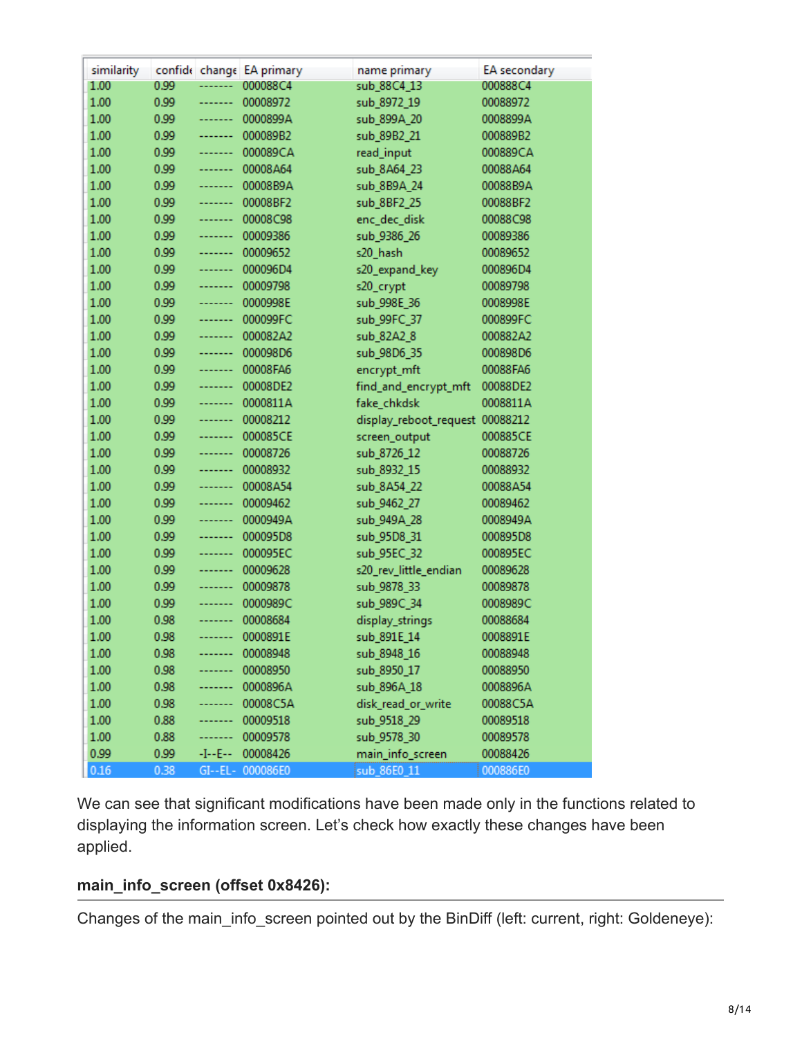| similarity | confide | change | EA primary | name primary | EA secondary |
| --- | --- | --- | --- | --- | --- |
| 1.00 | 0.99 | ------- | 000088C4 | sub_88C4_13 | 000888C4 |
| 1.00 | 0.99 | ------- | 00008972 | sub_8972_19 | 00088972 |
| 1.00 | 0.99 | ------- | 0000899A | sub_899A_20 | 0008899A |
| 1.00 | 0.99 | ------- | 000089B2 | sub_89B2_21 | 000889B2 |
| 1.00 | 0.99 | ------- | 000089CA | read_input | 000889CA |
| 1.00 | 0.99 | ------- | 00008A64 | sub_8A64_23 | 00088A64 |
| 1.00 | 0.99 | ------- | 00008B9A | sub_8B9A_24 | 00088B9A |
| 1.00 | 0.99 | ------- | 00008BF2 | sub_8BF2_25 | 00088BF2 |
| 1.00 | 0.99 | ------- | 00008C98 | enc_dec_disk | 00088C98 |
| 1.00 | 0.99 | ------- | 00009386 | sub_9386_26 | 00089386 |
| 1.00 | 0.99 | ------- | 00009652 | s20_hash | 00089652 |
| 1.00 | 0.99 | ------- | 000096D4 | s20_expand_key | 000896D4 |
| 1.00 | 0.99 | ------- | 00009798 | s20_crypt | 00089798 |
| 1.00 | 0.99 | ------- | 0000998E | sub_998E_36 | 0008998E |
| 1.00 | 0.99 | ------- | 000099FC | sub_99FC_37 | 000899FC |
| 1.00 | 0.99 | ------- | 000082A2 | sub_82A2_8 | 000882A2 |
| 1.00 | 0.99 | ------- | 000098D6 | sub_98D6_35 | 000898D6 |
| 1.00 | 0.99 | ------- | 00008FA6 | encrypt_mft | 00088FA6 |
| 1.00 | 0.99 | ------- | 00008DE2 | find_and_encrypt_mft | 00088DE2 |
| 1.00 | 0.99 | ------- | 0000811A | fake_chkdsk | 0008811A |
| 1.00 | 0.99 | ------- | 00008212 | display_reboot_request | 00088212 |
| 1.00 | 0.99 | ------- | 000085CE | screen_output | 000885CE |
| 1.00 | 0.99 | ------- | 00008726 | sub_8726_12 | 00088726 |
| 1.00 | 0.99 | ------- | 00008932 | sub_8932_15 | 00088932 |
| 1.00 | 0.99 | ------- | 00008A54 | sub_8A54_22 | 00088A54 |
| 1.00 | 0.99 | ------- | 00009462 | sub_9462_27 | 00089462 |
| 1.00 | 0.99 | ------- | 0000949A | sub_949A_28 | 0008949A |
| 1.00 | 0.99 | ------- | 000095D8 | sub_95D8_31 | 000895D8 |
| 1.00 | 0.99 | ------- | 000095EC | sub_95EC_32 | 000895EC |
| 1.00 | 0.99 | ------- | 00009628 | s20_rev_little_endian | 00089628 |
| 1.00 | 0.99 | ------- | 00009878 | sub_9878_33 | 00089878 |
| 1.00 | 0.99 | ------- | 0000989C | sub_989C_34 | 0008989C |
| 1.00 | 0.98 | ------- | 00008684 | display_strings | 00088684 |
| 1.00 | 0.98 | ------- | 0000891E | sub_891E_14 | 0008891E |
| 1.00 | 0.98 | ------- | 00008948 | sub_8948_16 | 00088948 |
| 1.00 | 0.98 | ------- | 00008950 | sub_8950_17 | 00088950 |
| 1.00 | 0.98 | ------- | 0000896A | sub_896A_18 | 0008896A |
| 1.00 | 0.98 | ------- | 00008C5A | disk_read_or_write | 00088C5A |
| 1.00 | 0.88 | ------- | 00009518 | sub_9518_29 | 00089518 |
| 1.00 | 0.88 | ------- | 00009578 | sub_9578_30 | 00089578 |
| 0.99 | 0.99 | -I--E-- | 00008426 | main_info_screen | 00088426 |
| 0.16 | 0.38 | GI--EL- | 000086E0 | sub_86E0_11 | 000886E0 |

We can see that significant modifications have been made only in the functions related to displaying the information screen. Let's check how exactly these changes have been applied.

### main_info_screen (offset 0x8426):

Changes of the main_info_screen pointed out by the BinDiff (left: current, right: Goldeneye):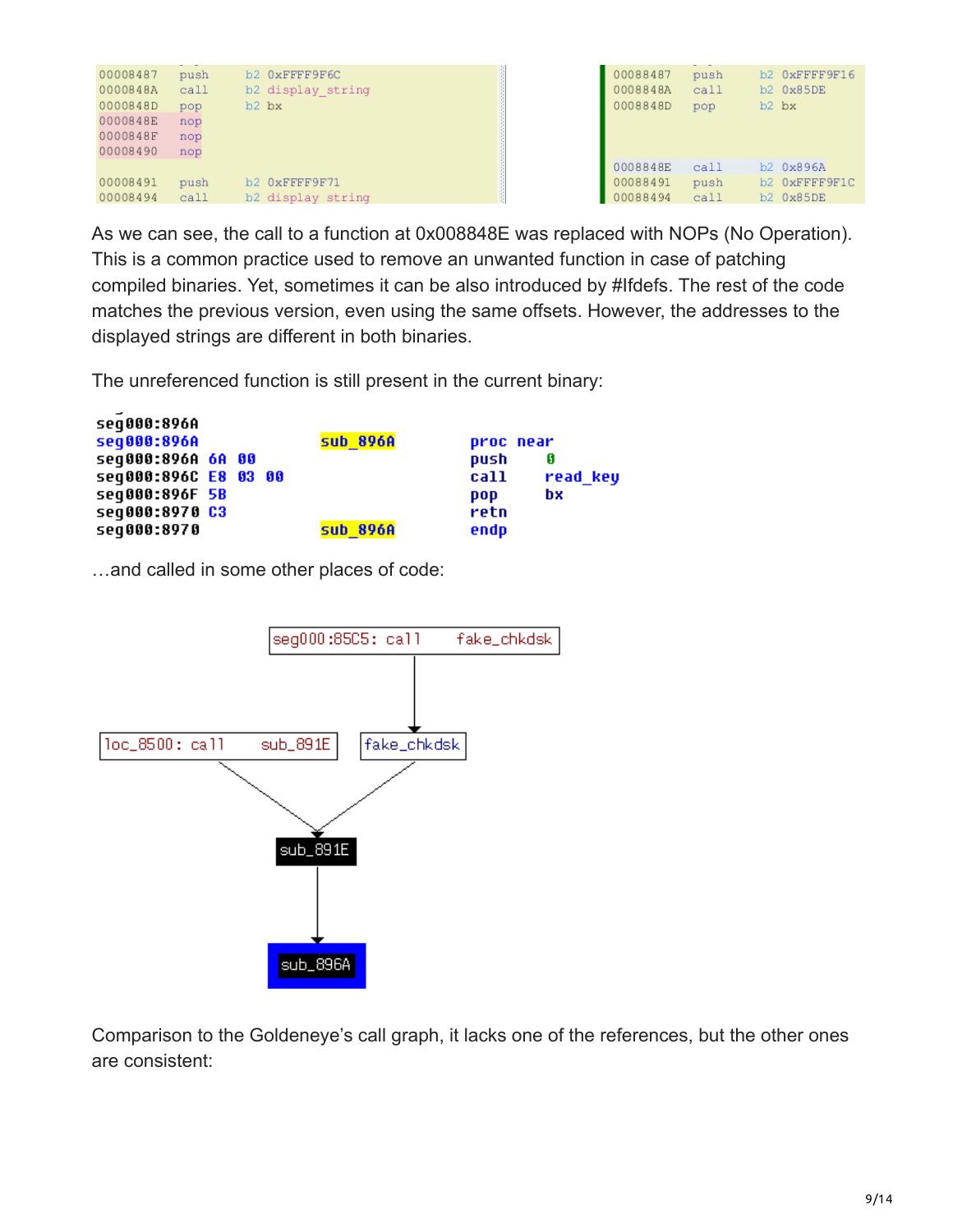```
00008487    push    b2 0xFFFF9F6C
0000848A    call    b2 display_string
0000848D    pop     b2 bx
0000848E    nop
0000848F    nop
00008490    nop

00008491    push    b2 0xFFFF9F71
00008494    call    b2 display_string
```

```
00008487    push    b2 0xFFFF9F16
0000848A    call    b2 0x85DE
0000848D    pop     b2 bx


0000848E    call    b2 0x896A
00008491    push    b2 0xFFFF9F1C
00008494    call    b2 0x85DE
```

As we can see, the call to a function at 0x008848E was replaced with NOPs (No Operation). This is a common practice used to remove an unwanted function in case of patching compiled binaries. Yet, sometimes it can be also introduced by #Ifdefs. The rest of the code matches the previous version, even using the same offsets. However, the addresses to the displayed strings are different in both binaries.

The unreferenced function is still present in the current binary:

```
seg000:896A
seg000:896A                 sub_896A        proc near
seg000:896A 6A 00                           push    0
seg000:896C E8 03 00                        call    read_key
seg000:896F 5B                              pop     bx
seg000:8970 C3                              retn
seg000:8970                 sub_896A        endp
```

…and called in some other places of code:

```
seg000:85C5: call    fake_chkdsk
        |
        v
loc_8500: call    sub_891E      fake_chkdsk
        \                      /
         v                    v
              sub_891E
                 |
                 v
              sub_896A
```

Comparison to the Goldeneye's call graph, it lacks one of the references, but the other ones are consistent: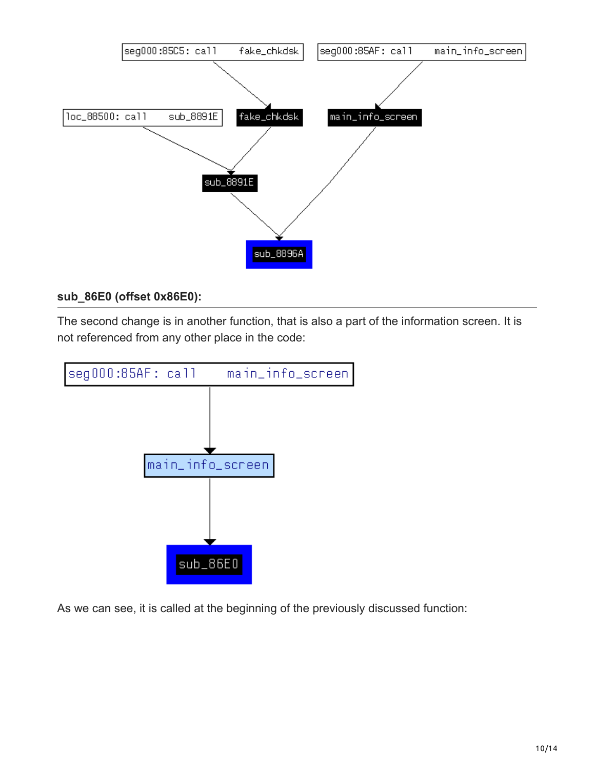**sub_86E0 (offset 0x86E0):**

The second change is in another function, that is also a part of the information screen. It is not referenced from any other place in the code:

As we can see, it is called at the beginning of the previously discussed function: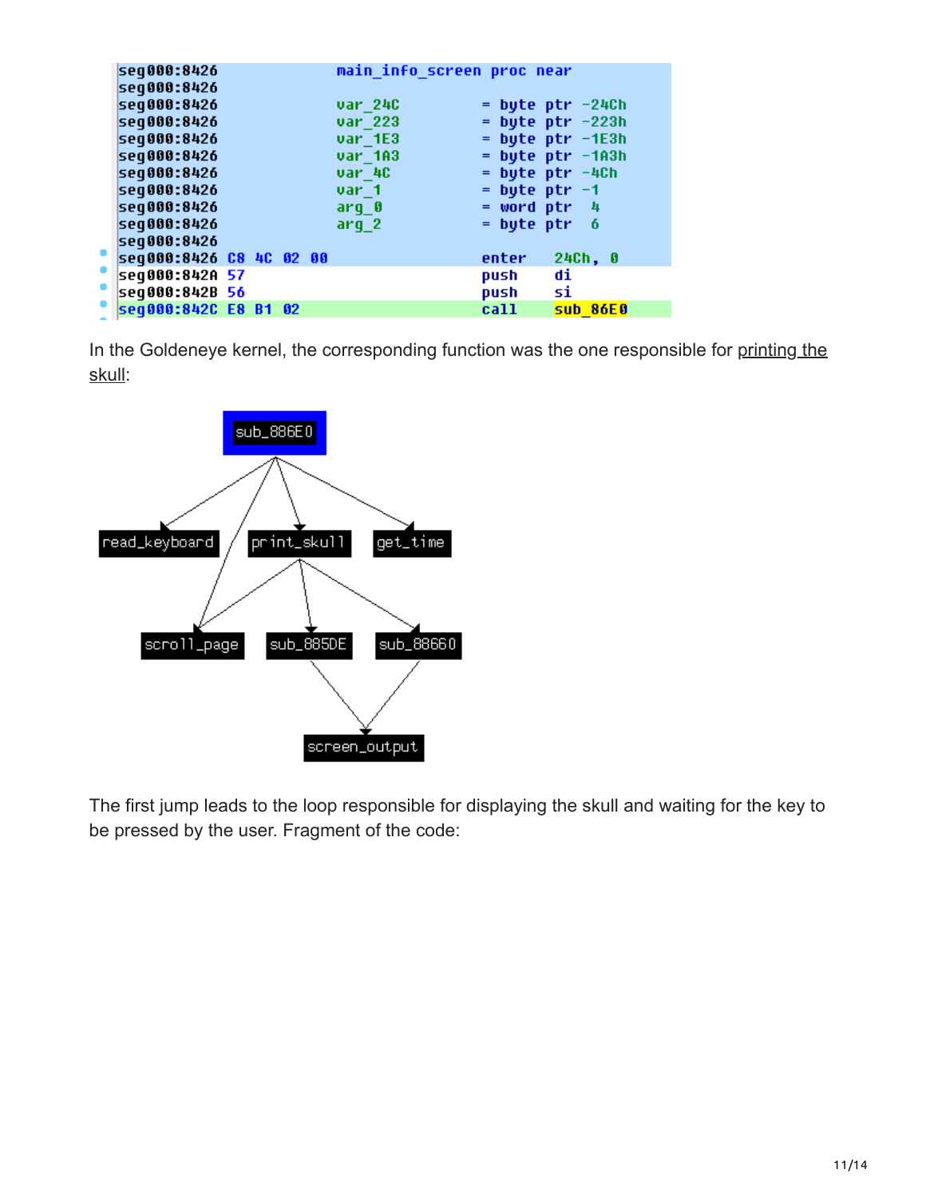```
seg000:8426                 main_info_screen proc near
seg000:8426
seg000:8426                 var_24C         = byte ptr -24Ch
seg000:8426                 var_223         = byte ptr -223h
seg000:8426                 var_1E3         = byte ptr -1E3h
seg000:8426                 var_1A3         = byte ptr -1A3h
seg000:8426                 var_4C          = byte ptr -4Ch
seg000:8426                 var_1           = byte ptr -1
seg000:8426                 arg_0           = word ptr  4
seg000:8426                 arg_2           = byte ptr  6
seg000:8426
seg000:8426 C8 4C 02 00                     enter   24Ch, 0
seg000:842A 57                              push    di
seg000:842B 56                              push    si
seg000:842C E8 B1 02                        call    sub_86E0
```

In the Goldeneye kernel, the corresponding function was the one responsible for printing the skull:

```
sub_886E0
├── read_keyboard
├── scroll_page
├── print_skull
│   ├── scroll_page
│   ├── sub_885DE
│   │   └── screen_output
│   └── sub_88660
│       └── screen_output
└── get_time
```

The first jump leads to the loop responsible for displaying the skull and waiting for the key to be pressed by the user. Fragment of the code: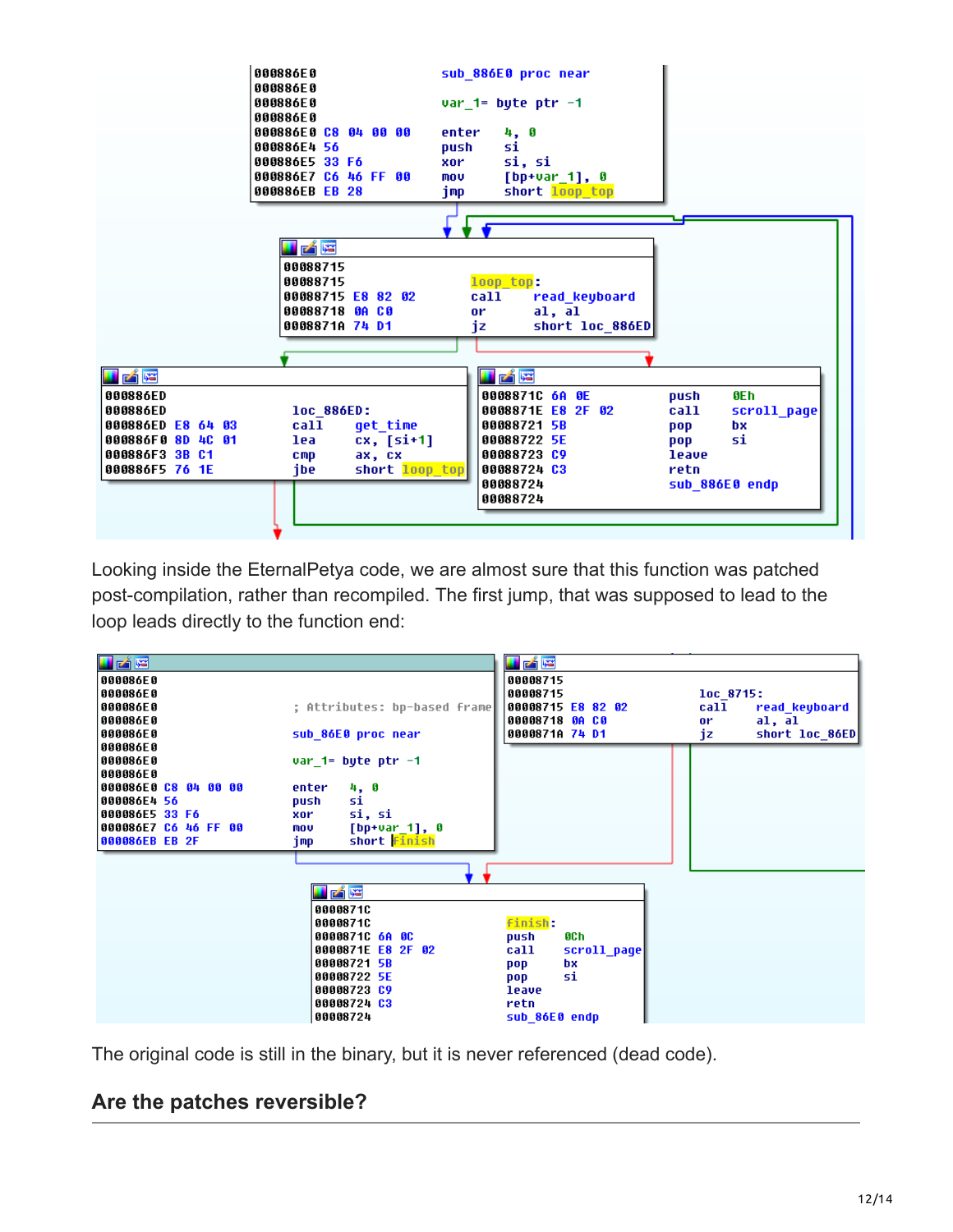```
000886E0                       sub_886E0 proc near
000886E0
000886E0                       var_1= byte ptr -1
000886E0
000886E0 C8 04 00 00           enter   4, 0
000886E4 56                    push    si
000886E5 33 F6                 xor     si, si
000886E7 C6 46 FF 00           mov     [bp+var_1], 0
000886EB EB 28                 jmp     short loop_top

00088715
00088715                       loop_top:
00088715 E8 82 02              call    read_keyboard
00088718 0A C0                 or      al, al
0008871A 74 D1                 jz      short loc_886ED

000886ED
000886ED                       loc_886ED:
000886ED E8 64 03              call    get_time
000886F0 8D 4C 01              lea     cx, [si+1]
000886F3 3B C1                 cmp     ax, cx
000886F5 76 1E                 jbe     short loop_top

0008871C 6A 0E                 push    0Eh
0008871E E8 2F 02              call    scroll_page
00088721 5B                    pop     bx
00088722 5E                    pop     si
00088723 C9                    leave
00088724 C3                    retn
00088724                       sub_886E0 endp
00088724
```

Looking inside the EternalPetya code, we are almost sure that this function was patched post-compilation, rather than recompiled. The first jump, that was supposed to lead to the loop leads directly to the function end:

```
000086E0
000086E0
000086E0                       ; Attributes: bp-based frame
000086E0
000086E0                       sub_86E0 proc near
000086E0
000086E0                       var_1= byte ptr -1
000086E0
000086E0 C8 04 00 00           enter   4, 0
000086E4 56                    push    si
000086E5 33 F6                 xor     si, si
000086E7 C6 46 FF 00           mov     [bp+var_1], 0
000086EB EB 2F                 jmp     short Finish

00008715
00008715                       loc_8715:
00008715 E8 82 02              call    read_keyboard
00008718 0A C0                 or      al, al
0000871A 74 D1                 jz      short loc_86ED

0000871C
0000871C                       Finish:
0000871C 6A 0C                 push    0Ch
0000871E E8 2F 02              call    scroll_page
00008721 5B                    pop     bx
00008722 5E                    pop     si
00008723 C9                    leave
00008724 C3                    retn
00008724                       sub_86E0 endp
```

The original code is still in the binary, but it is never referenced (dead code).

## Are the patches reversible?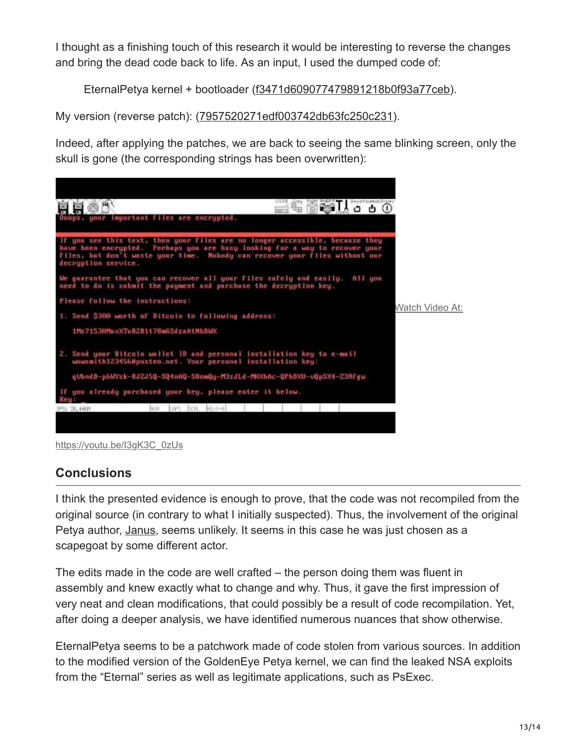I thought as a finishing touch of this research it would be interesting to reverse the changes and bring the dead code back to life. As an input, I used the dumped code of:

> EternalPetya kernel + bootloader (f3471d609077479891218b0f93a77ceb).

My version (reverse patch): (7957520271edf003742db63fc250c231).

Indeed, after applying the patches, we are back to seeing the same blinking screen, only the skull is gone (the corresponding strings has been overwritten):

Watch Video At:

https://youtu.be/l3gK3C_0zUs

## Conclusions

I think the presented evidence is enough to prove, that the code was not recompiled from the original source (in contrary to what I initially suspected). Thus, the involvement of the original Petya author, Janus, seems unlikely. It seems in this case he was just chosen as a scapegoat by some different actor.

The edits made in the code are well crafted – the person doing them was fluent in assembly and knew exactly what to change and why. Thus, it gave the first impression of very neat and clean modifications, that could possibly be a result of code recompilation. Yet, after doing a deeper analysis, we have identified numerous nuances that show otherwise.

EternalPetya seems to be a patchwork made of code stolen from various sources. In addition to the modified version of the GoldenEye Petya kernel, we can find the leaked NSA exploits from the "Eternal" series as well as legitimate applications, such as PsExec.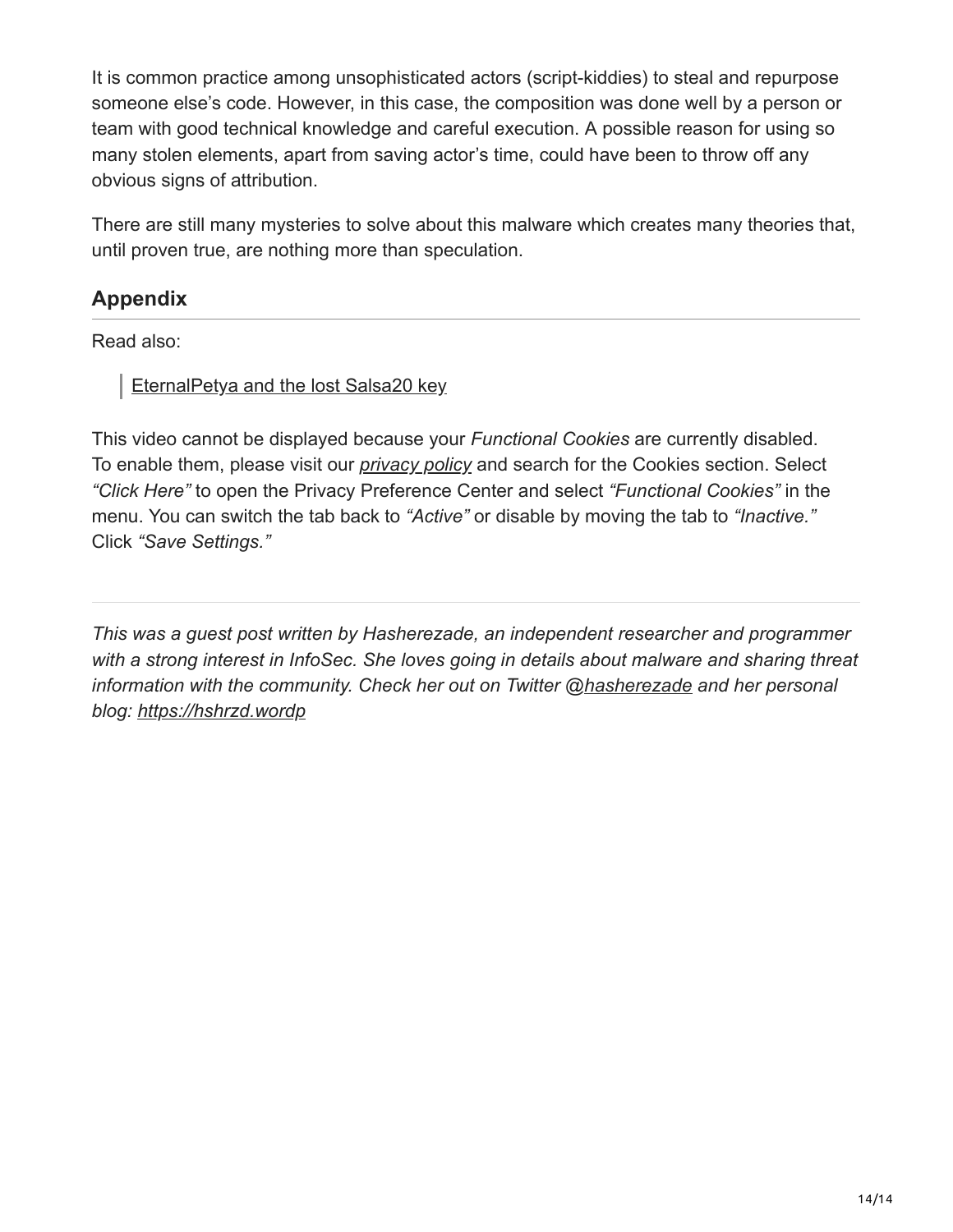It is common practice among unsophisticated actors (script-kiddies) to steal and repurpose someone else's code. However, in this case, the composition was done well by a person or team with good technical knowledge and careful execution. A possible reason for using so many stolen elements, apart from saving actor's time, could have been to throw off any obvious signs of attribution.

There are still many mysteries to solve about this malware which creates many theories that, until proven true, are nothing more than speculation.

## Appendix

Read also:

> EternalPetya and the lost Salsa20 key

This video cannot be displayed because your *Functional Cookies* are currently disabled. To enable them, please visit our *privacy policy* and search for the Cookies section. Select *"Click Here"* to open the Privacy Preference Center and select *"Functional Cookies"* in the menu. You can switch the tab back to *"Active"* or disable by moving the tab to *"Inactive."* Click *"Save Settings."*

---

*This was a guest post written by Hasherezade, an independent researcher and programmer with a strong interest in InfoSec. She loves going in details about malware and sharing threat information with the community. Check her out on Twitter @hasherezade and her personal blog: https://hshrzd.wordp*